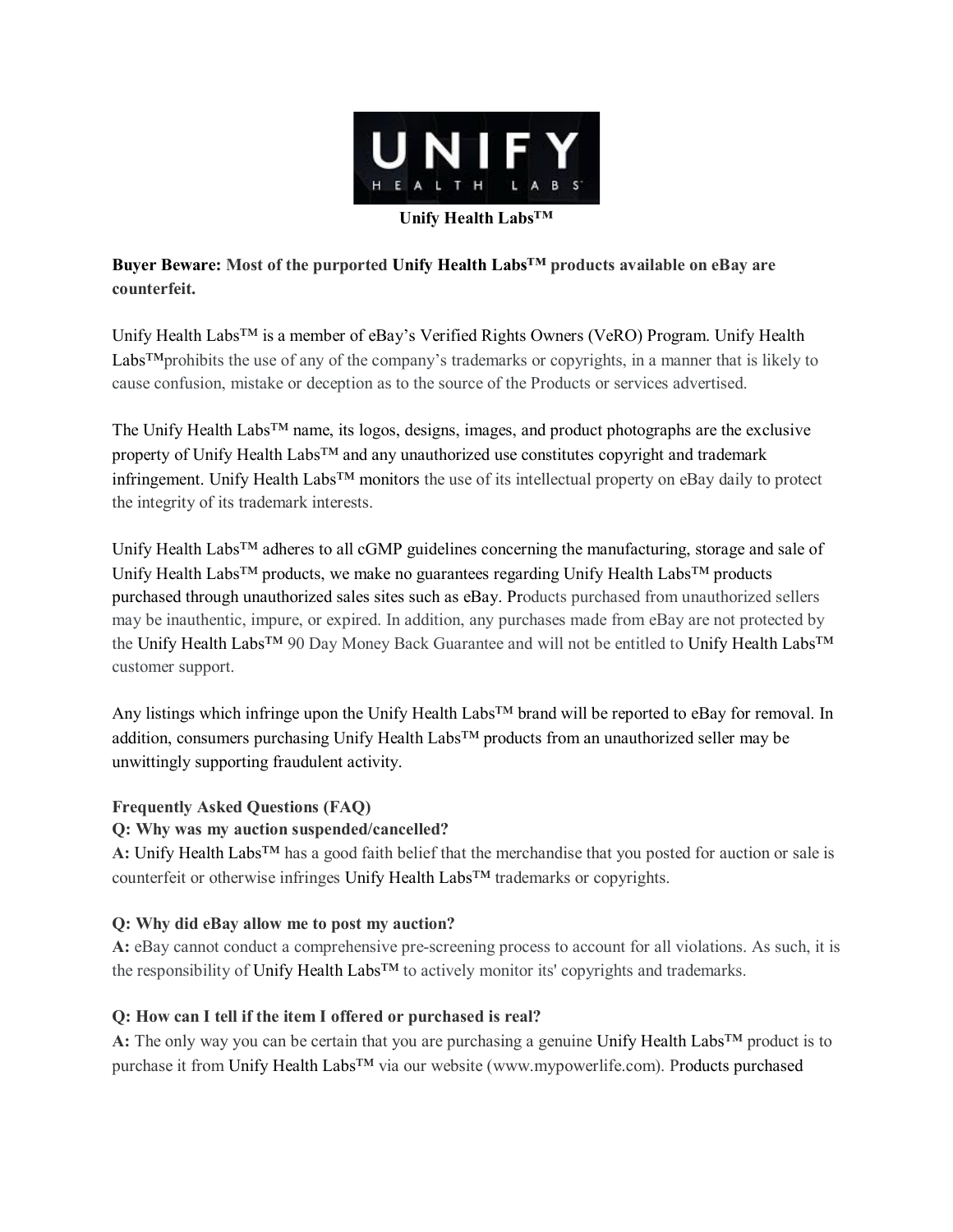**Unify Health Labs™**

**Buyer Beware: Most of the purported Unify Health Labs™ products available on eBay are counterfeit.**

Unify Health Labs™ is a member of eBay's Verified Rights Owners (VeRO) Program. Unify Health Labs™prohibits the use of any of the company's trademarks or copyrights, in a manner that is likely to cause confusion, mistake or deception as to the source of the Products or services advertised.

The Unify Health Labs™ name, its logos, designs, images, and product photographs are the exclusive property of Unify Health Labs™ and any unauthorized use constitutes copyright and trademark infringement. Unify Health Labs™ monitors the use of its intellectual property on eBay daily to protect the integrity of its trademark interests.

Unify Health Labs™ adheres to all cGMP guidelines concerning the manufacturing, storage and sale of Unify Health Labs™ products, we make no guarantees regarding Unify Health Labs™ products purchased through unauthorized sales sites such as eBay. Products purchased from unauthorized sellers may be inauthentic, impure, or expired. In addition, any purchases made from eBay are not protected by the Unify Health Labs™ 90 Day Money Back Guarantee and will not be entitled to Unify Health Labs™ customer support.

Any listings which infringe upon the Unify Health Labs™ brand will be reported to eBay for removal. In addition, consumers purchasing Unify Health Labs™ products from an unauthorized seller may be unwittingly supporting fraudulent activity.

**Frequently Asked Questions (FAQ)**

**Q: Why was my auction suspended/cancelled?**

**A:** Unify Health Labs™ has a good faith belief that the merchandise that you posted for auction or sale is counterfeit or otherwise infringes Unify Health Labs™ trademarks or copyrights.

**Q: Why did eBay allow me to post my auction?**

**A:** eBay cannot conduct a comprehensive pre-screening process to account for all violations. As such, it is the responsibility of Unify Health Labs™ to actively monitor its' copyrights and trademarks.

**Q: How can I tell if the item I offered or purchased is real?**

**A:** The only way you can be certain that you are purchasing a genuine Unify Health Labs™ product is to purchase it from Unify Health Labs™ via our website (www.mypowerlife.com). Products purchased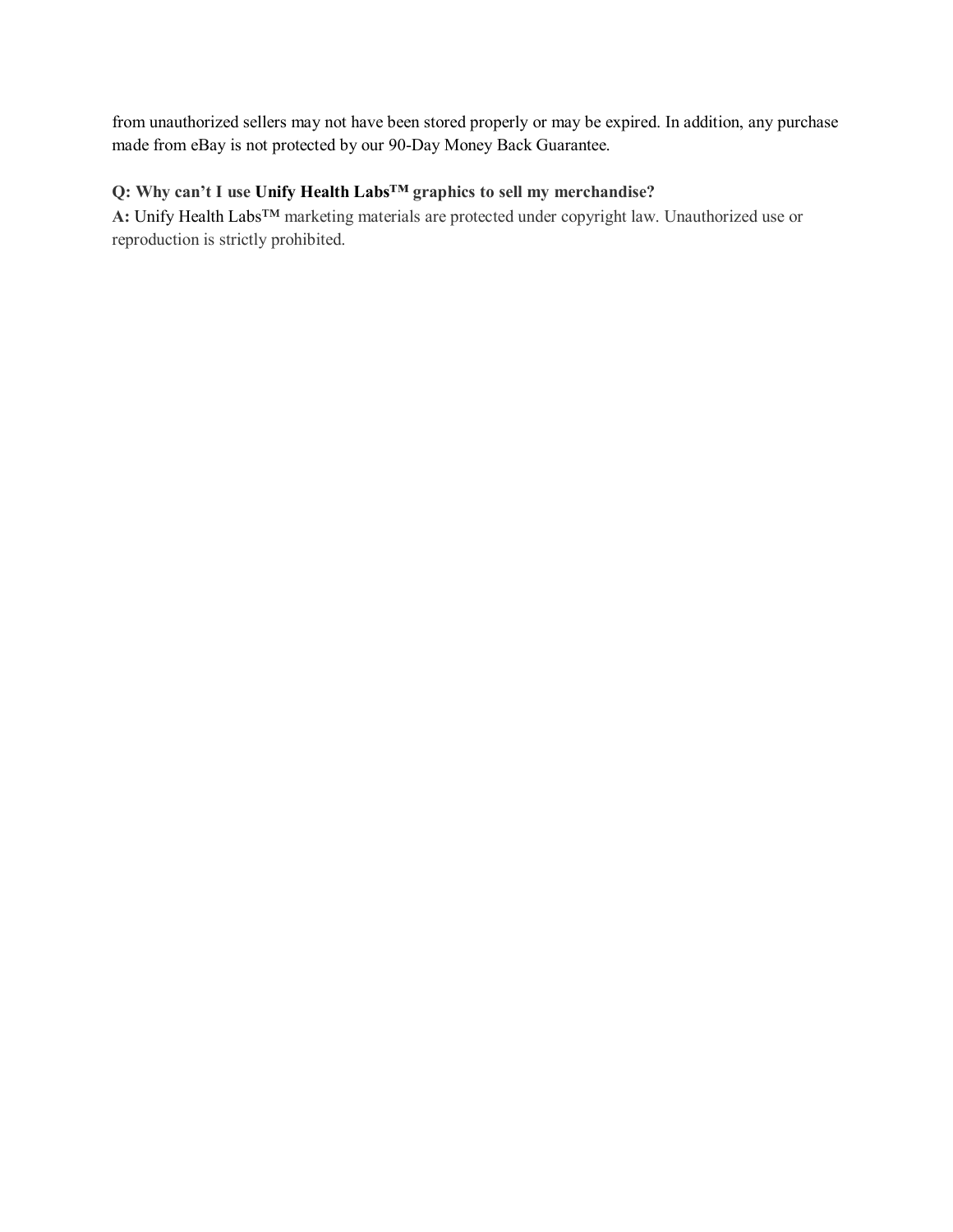from unauthorized sellers may not have been stored properly or may be expired. In addition, any purchase made from eBay is not protected by our 90-Day Money Back Guarantee.

**Q: Why can't I use Unify Health Labs™ graphics to sell my merchandise?**
**A:** Unify Health Labs™ marketing materials are protected under copyright law. Unauthorized use or reproduction is strictly prohibited.